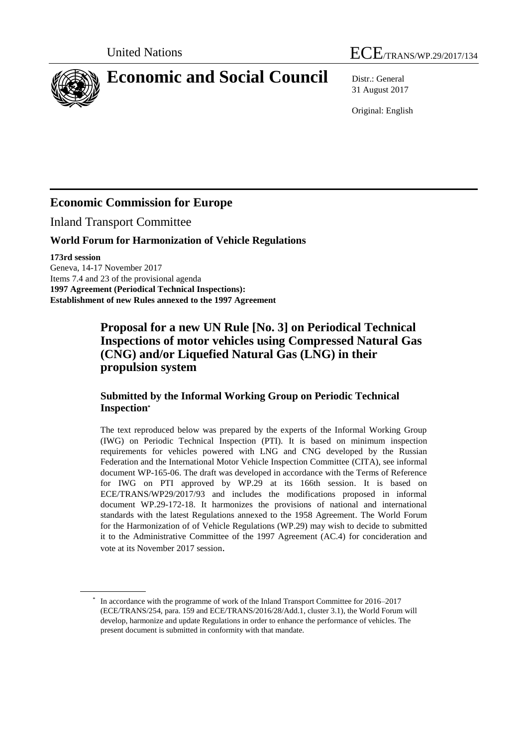United Nations

ECE/TRANS/WP.29/2017/134

# Economic and Social Council

Distr.: General
31 August 2017

Original: English

## Economic Commission for Europe

Inland Transport Committee

### World Forum for Harmonization of Vehicle Regulations

**173rd session**
Geneva, 14-17 November 2017
Items 7.4 and 23 of the provisional agenda
**1997 Agreement (Periodical Technical Inspections):**
**Establishment of new Rules annexed to the 1997 Agreement**

## Proposal for a new UN Rule [No. 3] on Periodical Technical Inspections of motor vehicles using Compressed Natural Gas (CNG) and/or Liquefied Natural Gas (LNG) in their propulsion system

### Submitted by the Informal Working Group on Periodic Technical Inspection*

The text reproduced below was prepared by the experts of the Informal Working Group (IWG) on Periodic Technical Inspection (PTI). It is based on minimum inspection requirements for vehicles powered with LNG and CNG developed by the Russian Federation and the International Motor Vehicle Inspection Committee (CITA), see informal document WP-165-06. The draft was developed in accordance with the Terms of Reference for IWG on PTI approved by WP.29 at its 166th session. It is based on ECE/TRANS/WP29/2017/93 and includes the modifications proposed in informal document WP.29-172-18. It harmonizes the provisions of national and international standards with the latest Regulations annexed to the 1958 Agreement. The World Forum for the Harmonization of of Vehicle Regulations (WP.29) may wish to decide to submitted it to the Administrative Committee of the 1997 Agreement (AC.4) for concideration and vote at its November 2017 session.

---

* In accordance with the programme of work of the Inland Transport Committee for 2016–2017 (ECE/TRANS/254, para. 159 and ECE/TRANS/2016/28/Add.1, cluster 3.1), the World Forum will develop, harmonize and update Regulations in order to enhance the performance of vehicles. The present document is submitted in conformity with that mandate.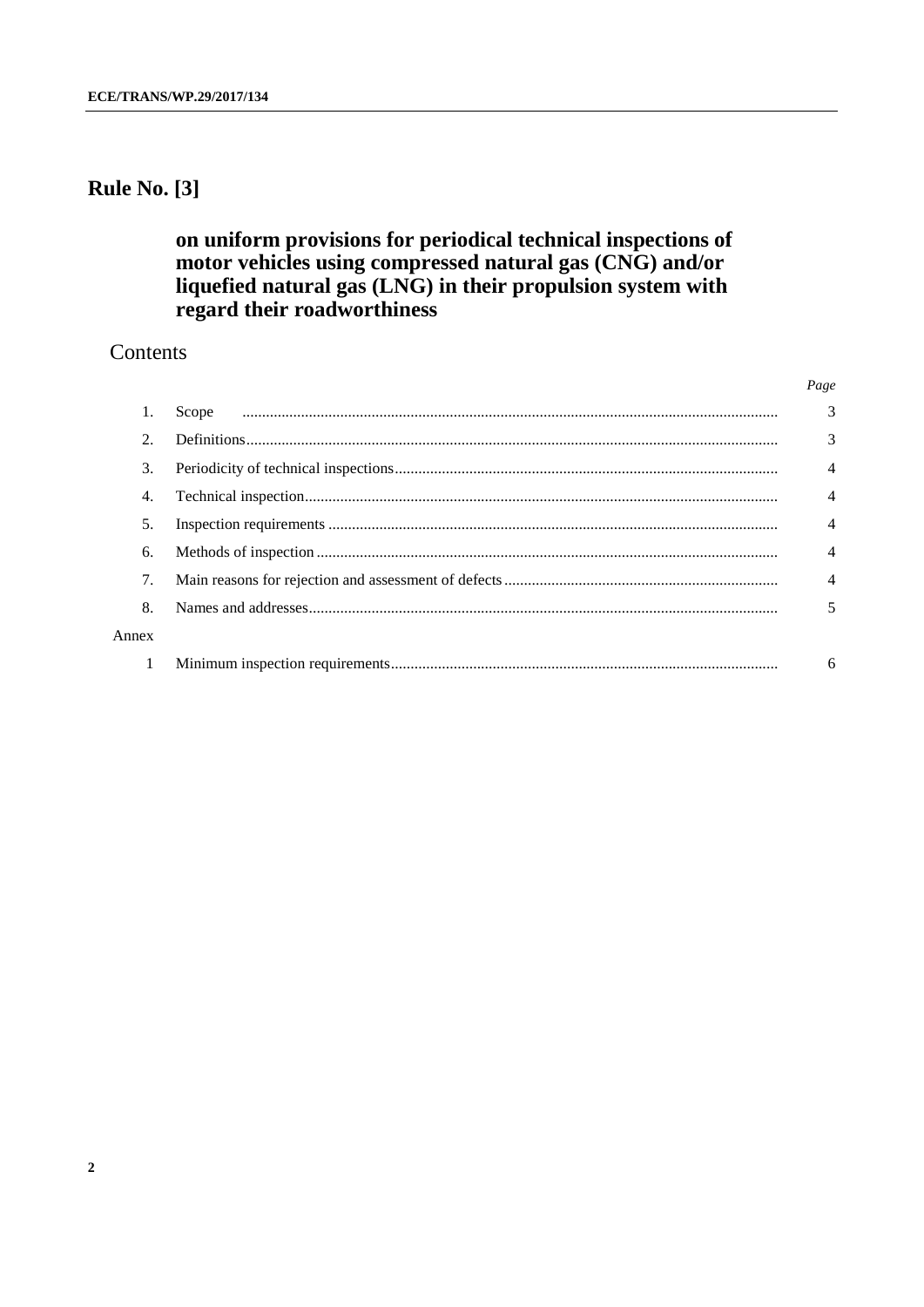# Rule No. [3]

## on uniform provisions for periodical technical inspections of motor vehicles using compressed natural gas (CNG) and/or liquefied natural gas (LNG) in their propulsion system with regard their roadworthiness

### Contents

| | | *Page* |
|---|---|---|
| 1. | Scope | 3 |
| 2. | Definitions | 3 |
| 3. | Periodicity of technical inspections | 4 |
| 4. | Technical inspection | 4 |
| 5. | Inspection requirements | 4 |
| 6. | Methods of inspection | 4 |
| 7. | Main reasons for rejection and assessment of defects | 4 |
| 8. | Names and addresses | 5 |
| Annex | | |
| 1 | Minimum inspection requirements | 6 |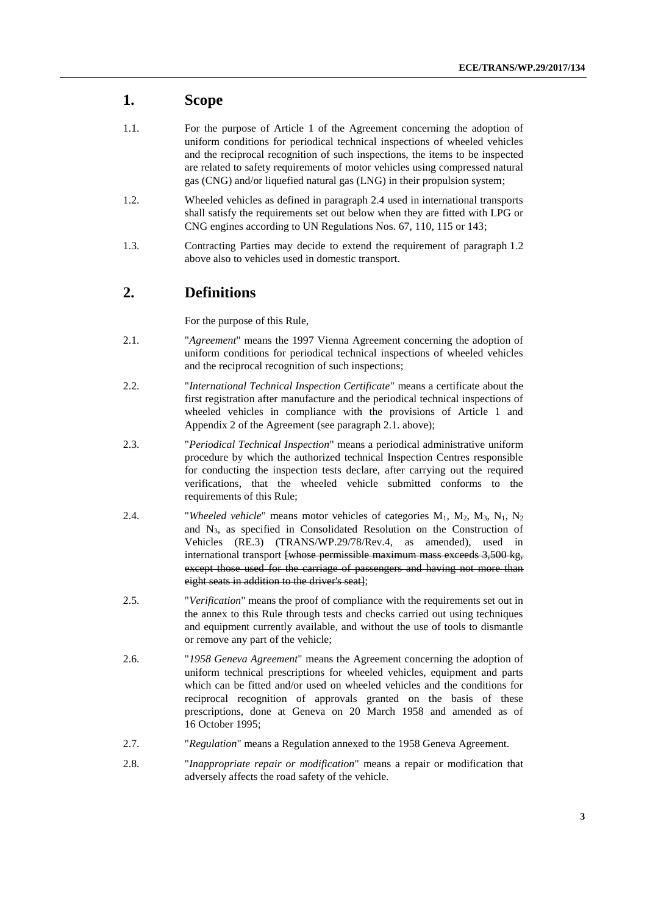## 1. Scope

1.1. For the purpose of Article 1 of the Agreement concerning the adoption of uniform conditions for periodical technical inspections of wheeled vehicles and the reciprocal recognition of such inspections, the items to be inspected are related to safety requirements of motor vehicles using compressed natural gas (CNG) and/or liquefied natural gas (LNG) in their propulsion system;

1.2. Wheeled vehicles as defined in paragraph 2.4 used in international transports shall satisfy the requirements set out below when they are fitted with LPG or CNG engines according to UN Regulations Nos. 67, 110, 115 or 143;

1.3. Contracting Parties may decide to extend the requirement of paragraph 1.2 above also to vehicles used in domestic transport.

## 2. Definitions

For the purpose of this Rule,

2.1. "*Agreement*" means the 1997 Vienna Agreement concerning the adoption of uniform conditions for periodical technical inspections of wheeled vehicles and the reciprocal recognition of such inspections;

2.2. "*International Technical Inspection Certificate*" means a certificate about the first registration after manufacture and the periodical technical inspections of wheeled vehicles in compliance with the provisions of Article 1 and Appendix 2 of the Agreement (see paragraph 2.1. above);

2.3. "*Periodical Technical Inspection*" means a periodical administrative uniform procedure by which the authorized technical Inspection Centres responsible for conducting the inspection tests declare, after carrying out the required verifications, that the wheeled vehicle submitted conforms to the requirements of this Rule;

2.4. "*Wheeled vehicle*" means motor vehicles of categories $M_1$, $M_2$, $M_3$, $N_1$, $N_2$ and $N_3$, as specified in Consolidated Resolution on the Construction of Vehicles (RE.3) (TRANS/WP.29/78/Rev.4, as amended), used in international transport ~~[whose permissible maximum mass exceeds 3,500 kg, except those used for the carriage of passengers and having not more than eight seats in addition to the driver's seat]~~;

2.5. "*Verification*" means the proof of compliance with the requirements set out in the annex to this Rule through tests and checks carried out using techniques and equipment currently available, and without the use of tools to dismantle or remove any part of the vehicle;

2.6. "*1958 Geneva Agreement*" means the Agreement concerning the adoption of uniform technical prescriptions for wheeled vehicles, equipment and parts which can be fitted and/or used on wheeled vehicles and the conditions for reciprocal recognition of approvals granted on the basis of these prescriptions, done at Geneva on 20 March 1958 and amended as of 16 October 1995;

2.7. "*Regulation*" means a Regulation annexed to the 1958 Geneva Agreement.

2.8. "*Inappropriate repair or modification*" means a repair or modification that adversely affects the road safety of the vehicle.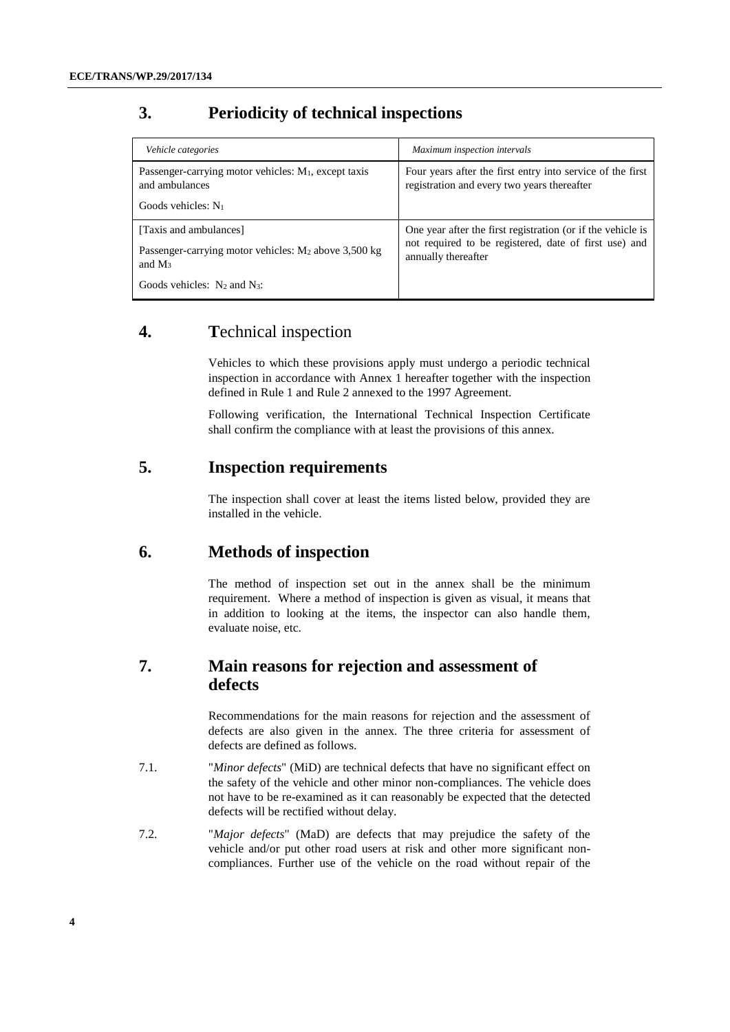## 3. Periodicity of technical inspections

| *Vehicle categories* | *Maximum inspection intervals* |
| --- | --- |
| Passenger-carrying motor vehicles: $M_1$, except taxis and ambulances<br><br>Goods vehicles: $N_1$ | Four years after the first entry into service of the first registration and every two years thereafter |
| [Taxis and ambulances]<br><br>Passenger-carrying motor vehicles: $M_2$ above 3,500 kg and $M_3$<br><br>Goods vehicles: $N_2$ and $N_3$: | One year after the first registration (or if the vehicle is not required to be registered, date of first use) and annually thereafter |

## 4. Technical inspection

Vehicles to which these provisions apply must undergo a periodic technical inspection in accordance with Annex 1 hereafter together with the inspection defined in Rule 1 and Rule 2 annexed to the 1997 Agreement.

Following verification, the International Technical Inspection Certificate shall confirm the compliance with at least the provisions of this annex.

## 5. Inspection requirements

The inspection shall cover at least the items listed below, provided they are installed in the vehicle.

## 6. Methods of inspection

The method of inspection set out in the annex shall be the minimum requirement. Where a method of inspection is given as visual, it means that in addition to looking at the items, the inspector can also handle them, evaluate noise, etc.

## 7. Main reasons for rejection and assessment of defects

Recommendations for the main reasons for rejection and the assessment of defects are also given in the annex. The three criteria for assessment of defects are defined as follows.

7.1. "*Minor defects*" (MiD) are technical defects that have no significant effect on the safety of the vehicle and other minor non-compliances. The vehicle does not have to be re-examined as it can reasonably be expected that the detected defects will be rectified without delay.

7.2. "*Major defects*" (MaD) are defects that may prejudice the safety of the vehicle and/or put other road users at risk and other more significant non-compliances. Further use of the vehicle on the road without repair of the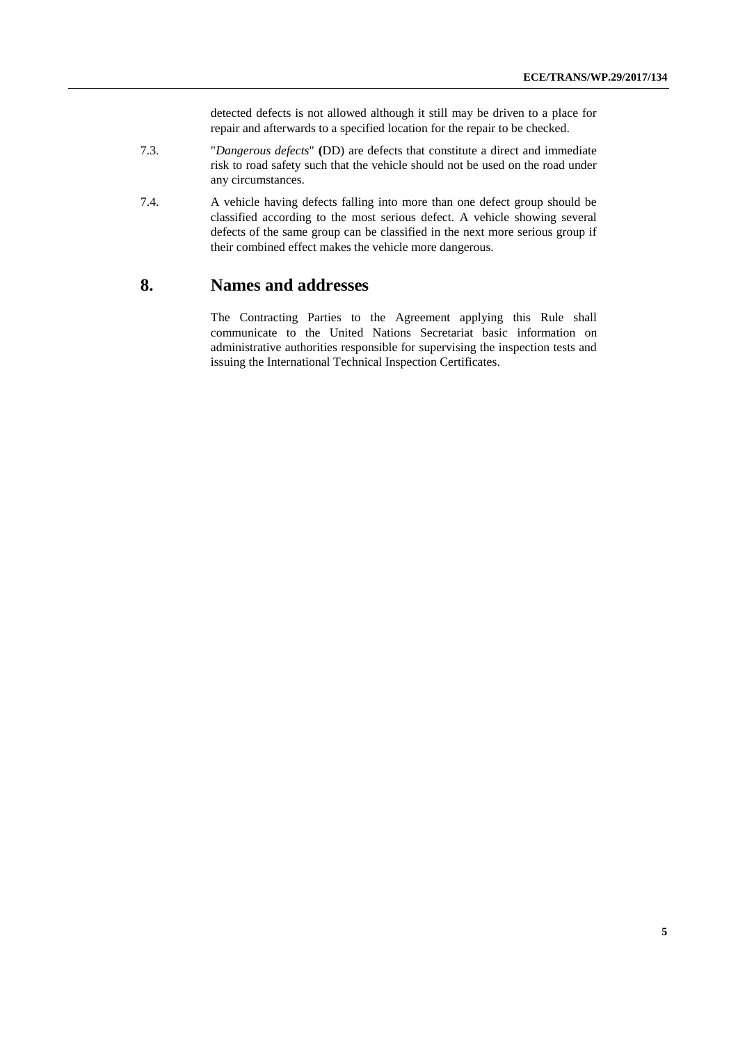detected defects is not allowed although it still may be driven to a place for repair and afterwards to a specified location for the repair to be checked.

7.3. "*Dangerous defects*" **(**DD) are defects that constitute a direct and immediate risk to road safety such that the vehicle should not be used on the road under any circumstances.

7.4. A vehicle having defects falling into more than one defect group should be classified according to the most serious defect. A vehicle showing several defects of the same group can be classified in the next more serious group if their combined effect makes the vehicle more dangerous.

## 8. Names and addresses

The Contracting Parties to the Agreement applying this Rule shall communicate to the United Nations Secretariat basic information on administrative authorities responsible for supervising the inspection tests and issuing the International Technical Inspection Certificates.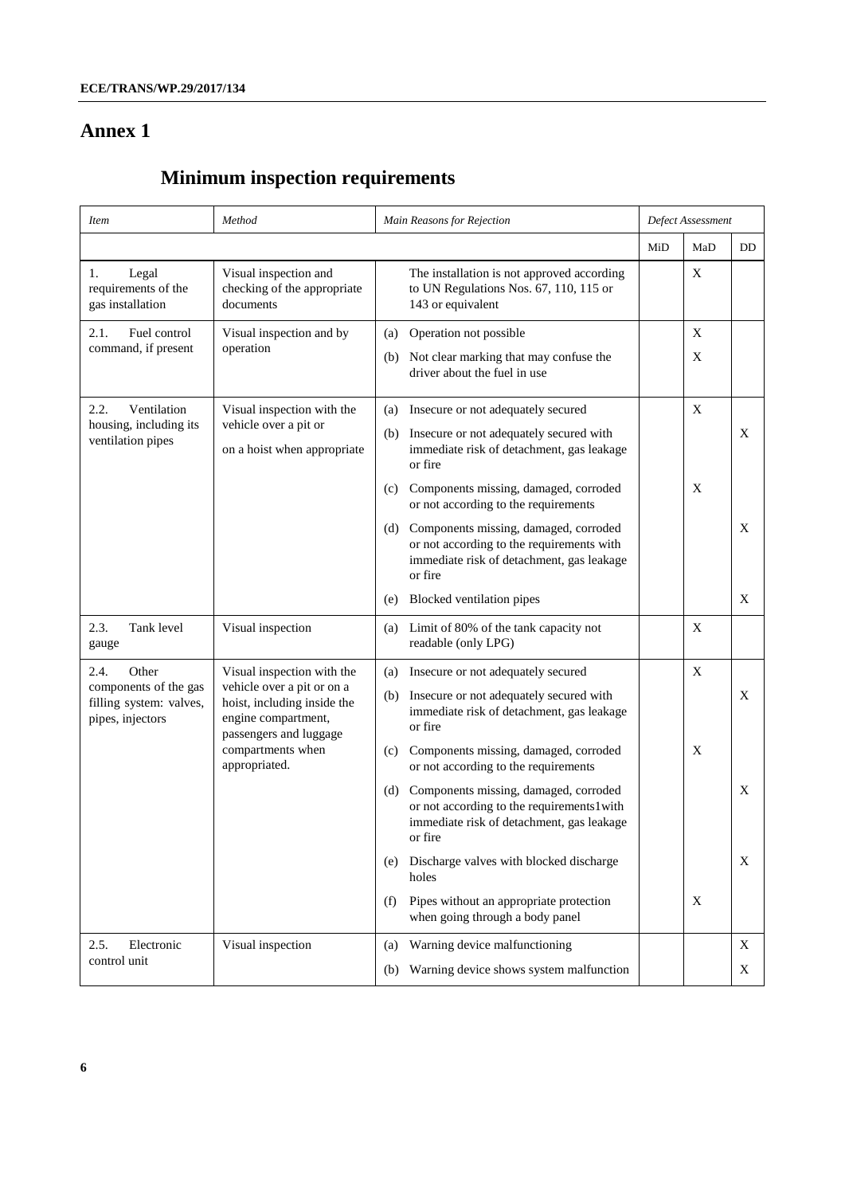# Annex 1

## Minimum inspection requirements

| *Item* | *Method* | *Main Reasons for Rejection* | *Defect Assessment* | | |
|---|---|---|---|---|---|
| | | | MiD | MaD | DD |
| 1. Legal requirements of the gas installation | Visual inspection and checking of the appropriate documents | The installation is not approved according to UN Regulations Nos. 67, 110, 115 or 143 or equivalent | | X | |
| 2.1. Fuel control command, if present | Visual inspection and by operation | (a) Operation not possible | | X | |
| | | (b) Not clear marking that may confuse the driver about the fuel in use | | X | |
| 2.2. Ventilation housing, including its ventilation pipes | Visual inspection with the vehicle over a pit or on a hoist when appropriate | (a) Insecure or not adequately secured | | X | |
| | | (b) Insecure or not adequately secured with immediate risk of detachment, gas leakage or fire | | | X |
| | | (c) Components missing, damaged, corroded or not according to the requirements | | X | |
| | | (d) Components missing, damaged, corroded or not according to the requirements with immediate risk of detachment, gas leakage or fire | | | X |
| | | (e) Blocked ventilation pipes | | | X |
| 2.3. Tank level gauge | Visual inspection | (a) Limit of 80% of the tank capacity not readable (only LPG) | | X | |
| 2.4. Other components of the gas filling system: valves, pipes, injectors | Visual inspection with the vehicle over a pit or on a hoist, including inside the engine compartment, passengers and luggage compartments when appropriated. | (a) Insecure or not adequately secured | | X | |
| | | (b) Insecure or not adequately secured with immediate risk of detachment, gas leakage or fire | | | X |
| | | (c) Components missing, damaged, corroded or not according to the requirements | | X | |
| | | (d) Components missing, damaged, corroded or not according to the requirements1with immediate risk of detachment, gas leakage or fire | | | X |
| | | (e) Discharge valves with blocked discharge holes | | | X |
| | | (f) Pipes without an appropriate protection when going through a body panel | | X | |
| 2.5. Electronic control unit | Visual inspection | (a) Warning device malfunctioning | | | X |
| | | (b) Warning device shows system malfunction | | | X |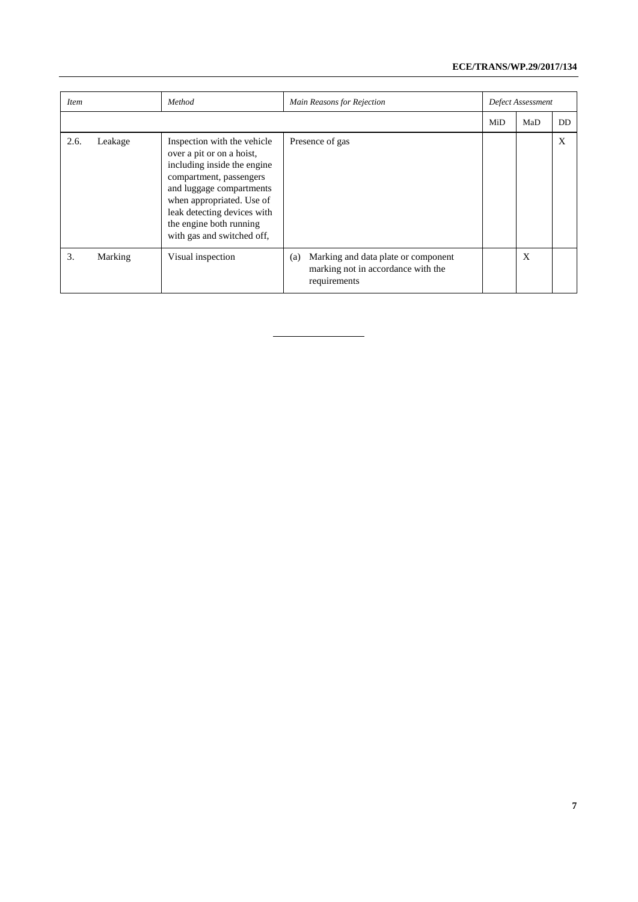| *Item* | | *Method* | *Main Reasons for Rejection* | *Defect Assessment* | | |
|---|---|---|---|---|---|---|
| | | | | MiD | MaD | DD |
| 2.6. | Leakage | Inspection with the vehicle over a pit or on a hoist, including inside the engine compartment, passengers and luggage compartments when appropriated. Use of leak detecting devices with the engine both running with gas and switched off, | Presence of gas | | | X |
| 3. | Marking | Visual inspection | (a) Marking and data plate or component marking not in accordance with the requirements | | X | |